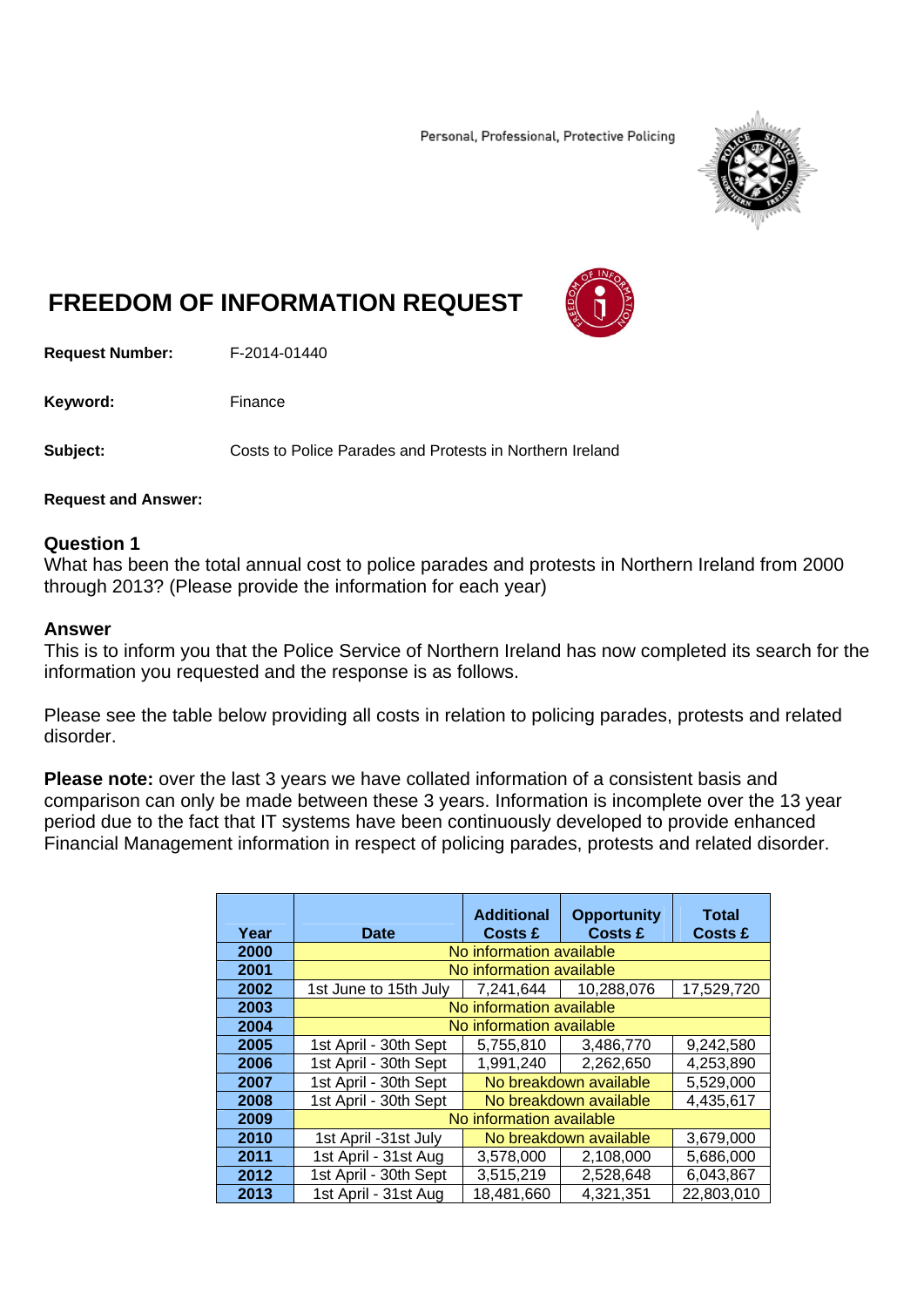Personal, Professional, Protective Policing

# FREEDOM OF INFORMATION REQUEST

**Request Number:** F-2014-01440

**Keyword:** Finance

**Subject:** Costs to Police Parades and Protests in Northern Ireland

**Request and Answer:**

**Question 1**
What has been the total annual cost to police parades and protests in Northern Ireland from 2000 through 2013? (Please provide the information for each year)

**Answer**
This is to inform you that the Police Service of Northern Ireland has now completed its search for the information you requested and the response is as follows.

Please see the table below providing all costs in relation to policing parades, protests and related disorder.

**Please note:** over the last 3 years we have collated information of a consistent basis and comparison can only be made between these 3 years. Information is incomplete over the 13 year period due to the fact that IT systems have been continuously developed to provide enhanced Financial Management information in respect of policing parades, protests and related disorder.

| Year | Date | Additional Costs £ | Opportunity Costs £ | Total Costs £ |
|---|---|---|---|---|
| 2000 | No information available | | | |
| 2001 | No information available | | | |
| 2002 | 1st June to 15th July | 7,241,644 | 10,288,076 | 17,529,720 |
| 2003 | No information available | | | |
| 2004 | No information available | | | |
| 2005 | 1st April - 30th Sept | 5,755,810 | 3,486,770 | 9,242,580 |
| 2006 | 1st April - 30th Sept | 1,991,240 | 2,262,650 | 4,253,890 |
| 2007 | 1st April - 30th Sept | No breakdown available | | 5,529,000 |
| 2008 | 1st April - 30th Sept | No breakdown available | | 4,435,617 |
| 2009 | No information available | | | |
| 2010 | 1st April -31st July | No breakdown available | | 3,679,000 |
| 2011 | 1st April - 31st Aug | 3,578,000 | 2,108,000 | 5,686,000 |
| 2012 | 1st April - 30th Sept | 3,515,219 | 2,528,648 | 6,043,867 |
| 2013 | 1st April - 31st Aug | 18,481,660 | 4,321,351 | 22,803,010 |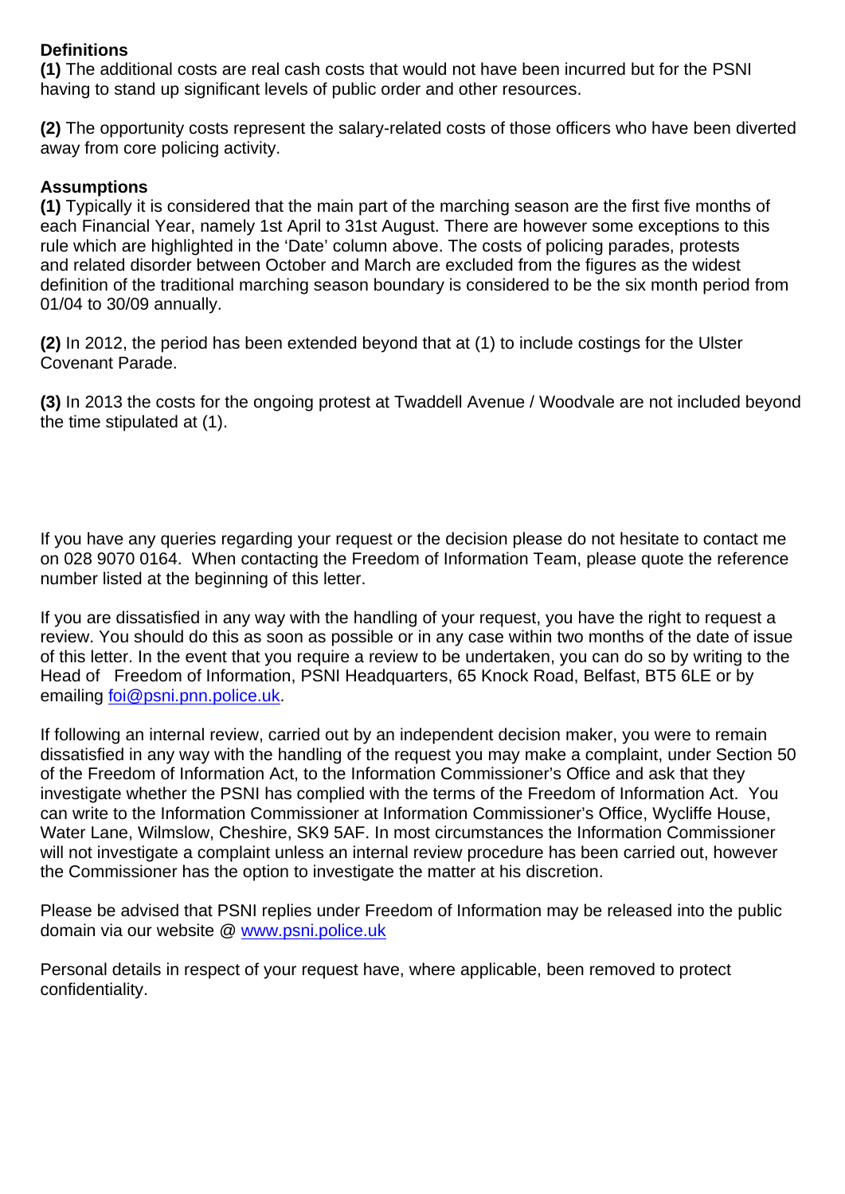**Definitions**

**(1)** The additional costs are real cash costs that would not have been incurred but for the PSNI having to stand up significant levels of public order and other resources.

**(2)** The opportunity costs represent the salary-related costs of those officers who have been diverted away from core policing activity.

**Assumptions**

**(1)** Typically it is considered that the main part of the marching season are the first five months of each Financial Year, namely 1st April to 31st August. There are however some exceptions to this rule which are highlighted in the 'Date' column above. The costs of policing parades, protests and related disorder between October and March are excluded from the figures as the widest definition of the traditional marching season boundary is considered to be the six month period from 01/04 to 30/09 annually.

**(2)** In 2012, the period has been extended beyond that at (1) to include costings for the Ulster Covenant Parade.

**(3)** In 2013 the costs for the ongoing protest at Twaddell Avenue / Woodvale are not included beyond the time stipulated at (1).

If you have any queries regarding your request or the decision please do not hesitate to contact me on 028 9070 0164. When contacting the Freedom of Information Team, please quote the reference number listed at the beginning of this letter.

If you are dissatisfied in any way with the handling of your request, you have the right to request a review. You should do this as soon as possible or in any case within two months of the date of issue of this letter. In the event that you require a review to be undertaken, you can do so by writing to the Head of Freedom of Information, PSNI Headquarters, 65 Knock Road, Belfast, BT5 6LE or by emailing foi@psni.pnn.police.uk.

If following an internal review, carried out by an independent decision maker, you were to remain dissatisfied in any way with the handling of the request you may make a complaint, under Section 50 of the Freedom of Information Act, to the Information Commissioner's Office and ask that they investigate whether the PSNI has complied with the terms of the Freedom of Information Act. You can write to the Information Commissioner at Information Commissioner's Office, Wycliffe House, Water Lane, Wilmslow, Cheshire, SK9 5AF. In most circumstances the Information Commissioner will not investigate a complaint unless an internal review procedure has been carried out, however the Commissioner has the option to investigate the matter at his discretion.

Please be advised that PSNI replies under Freedom of Information may be released into the public domain via our website @ www.psni.police.uk

Personal details in respect of your request have, where applicable, been removed to protect confidentiality.